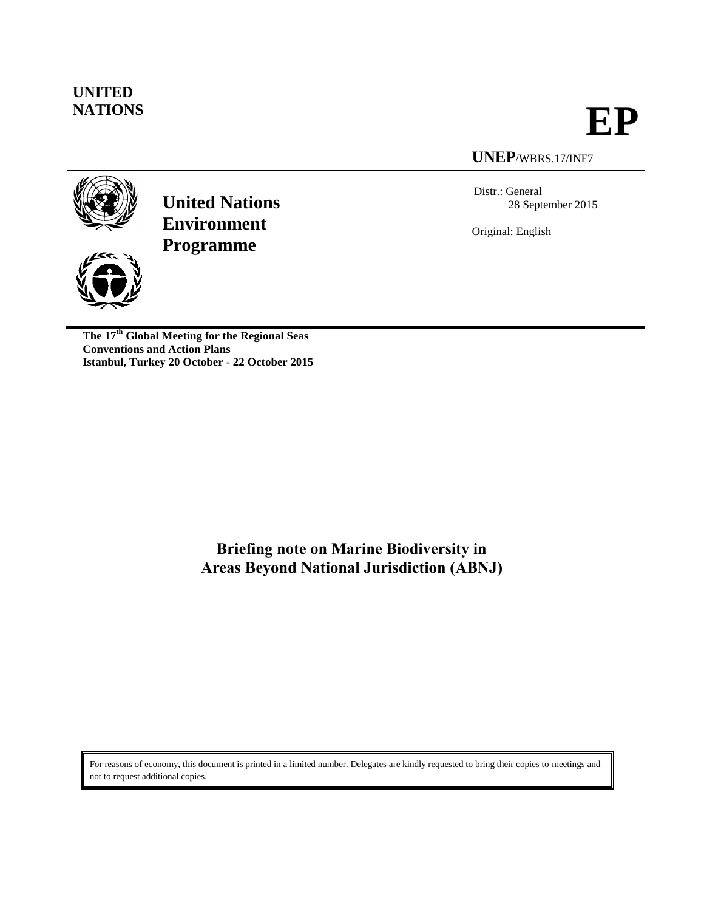**UNITED NATIONS**

# EP

**UNEP**/WBRS.17/INF7

**United Nations Environment Programme**

Distr.: General
28 September 2015

Original: English

**The 17th Global Meeting for the Regional Seas Conventions and Action Plans**
**Istanbul, Turkey 20 October - 22 October 2015**

# Briefing note on Marine Biodiversity in Areas Beyond National Jurisdiction (ABNJ)

For reasons of economy, this document is printed in a limited number. Delegates are kindly requested to bring their copies to meetings and not to request additional copies.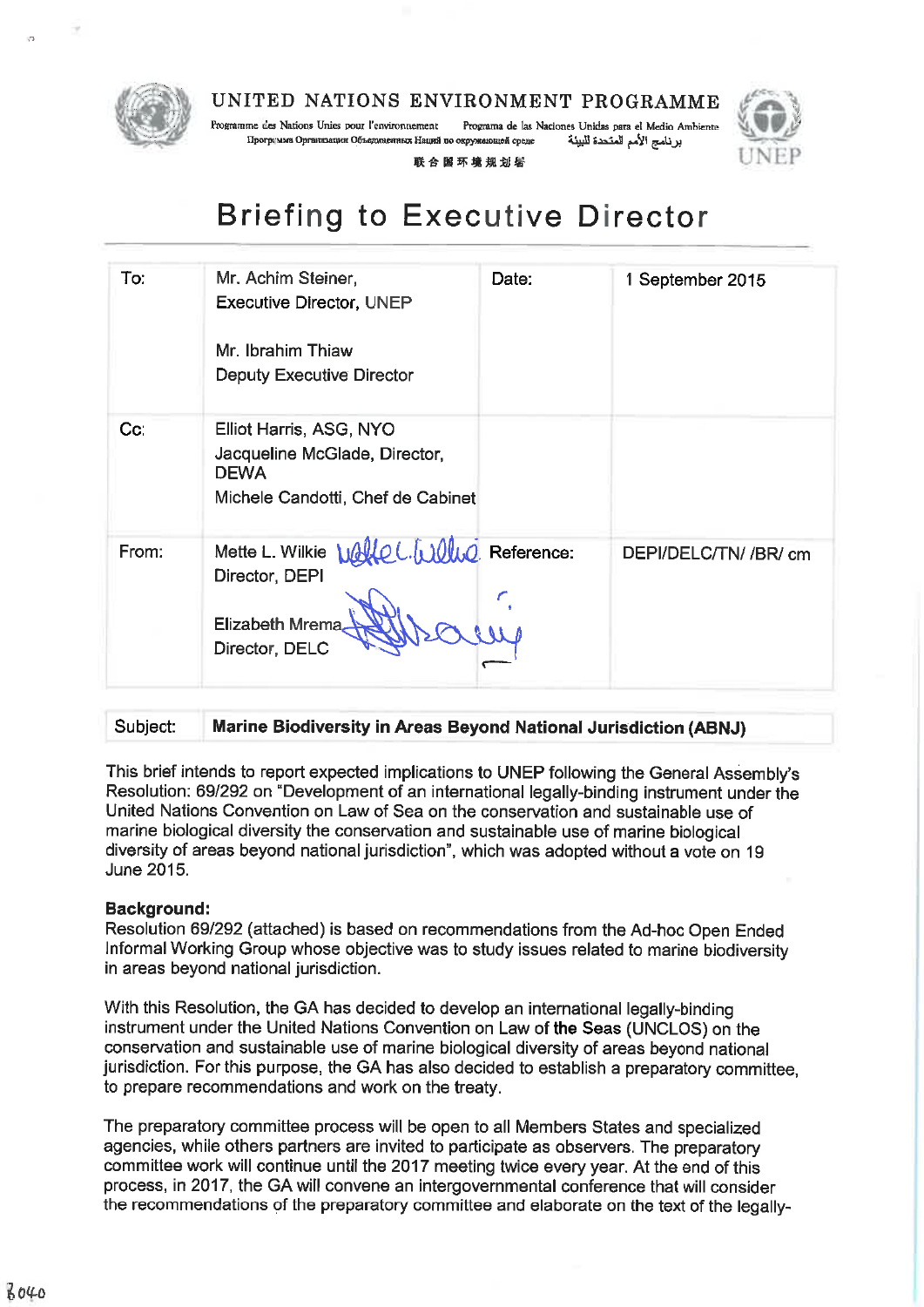# UNITED NATIONS ENVIRONMENT PROGRAMME

Programme des Nations Unies pour l'environnement    Programa de las Naciones Unidas para el Medio Ambiente
Программа Организации Объединенных Наций по окружающей среде    برنامج الأمم المتحدة للبيئة
联合国环境规划署

UNEP

# Briefing to Executive Director

| To: | Mr. Achim Steiner,<br>Executive Director, UNEP<br><br>Mr. Ibrahim Thiaw<br>Deputy Executive Director | Date: | 1 September 2015 |
|---|---|---|---|
| Cc: | Elliot Harris, ASG, NYO<br>Jacqueline McGlade, Director, DEWA<br>Michele Candotti, Chef de Cabinet | | |
| From: | Mette L. Wilkie<br>Director, DEPI<br><br>Elizabeth Mrema<br>Director, DELC | Reference: | DEPI/DELC/TN/ /BR/ cm |

| Subject: | **Marine Biodiversity in Areas Beyond National Jurisdiction (ABNJ)** |
|---|---|

This brief intends to report expected implications to UNEP following the General Assembly's Resolution: 69/292 on "Development of an international legally-binding instrument under the United Nations Convention on Law of Sea on the conservation and sustainable use of marine biological diversity the conservation and sustainable use of marine biological diversity of areas beyond national jurisdiction", which was adopted without a vote on 19 June 2015.

**Background:**
Resolution 69/292 (attached) is based on recommendations from the Ad-hoc Open Ended Informal Working Group whose objective was to study issues related to marine biodiversity in areas beyond national jurisdiction.

With this Resolution, the GA has decided to develop an international legally-binding instrument under the United Nations Convention on Law of the Seas (UNCLOS) on the conservation and sustainable use of marine biological diversity of areas beyond national jurisdiction. For this purpose, the GA has also decided to establish a preparatory committee, to prepare recommendations and work on the treaty.

The preparatory committee process will be open to all Members States and specialized agencies, while others partners are invited to participate as observers. The preparatory committee work will continue until the 2017 meeting twice every year. At the end of this process, in 2017, the GA will convene an intergovernmental conference that will consider the recommendations of the preparatory committee and elaborate on the text of the legally-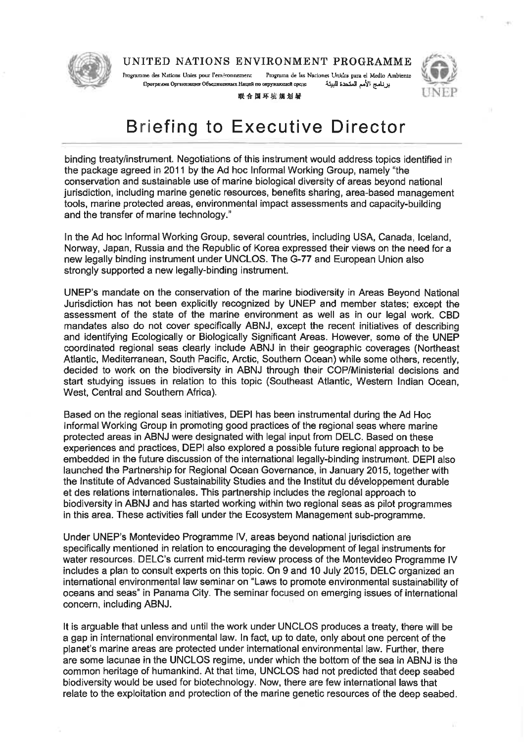binding treaty/instrument. Negotiations of this instrument would address topics identified in the package agreed in 2011 by the Ad hoc Informal Working Group, namely "the conservation and sustainable use of marine biological diversity of areas beyond national jurisdiction, including marine genetic resources, benefits sharing, area-based management tools, marine protected areas, environmental impact assessments and capacity-building and the transfer of marine technology."

In the Ad hoc Informal Working Group, several countries, including USA, Canada, Iceland, Norway, Japan, Russia and the Republic of Korea expressed their views on the need for a new legally binding instrument under UNCLOS. The G-77 and European Union also strongly supported a new legally-binding instrument.

UNEP's mandate on the conservation of the marine biodiversity in Areas Beyond National Jurisdiction has not been explicitly recognized by UNEP and member states; except the assessment of the state of the marine environment as well as in our legal work. CBD mandates also do not cover specifically ABNJ, except the recent initiatives of describing and identifying Ecologically or Biologically Significant Areas. However, some of the UNEP coordinated regional seas clearly include ABNJ in their geographic coverages (Northeast Atlantic, Mediterranean, South Pacific, Arctic, Southern Ocean) while some others, recently, decided to work on the biodiversity in ABNJ through their COP/Ministerial decisions and start studying issues in relation to this topic (Southeast Atlantic, Western Indian Ocean, West, Central and Southern Africa).

Based on the regional seas initiatives, DEPI has been instrumental during the Ad Hoc Informal Working Group in promoting good practices of the regional seas where marine protected areas in ABNJ were designated with legal input from DELC. Based on these experiences and practices, DEPI also explored a possible future regional approach to be embedded in the future discussion of the international legally-binding instrument. DEPI also launched the Partnership for Regional Ocean Governance, in January 2015, together with the Institute of Advanced Sustainability Studies and the Institut du développement durable et des relations internationales. This partnership includes the regional approach to biodiversity in ABNJ and has started working within two regional seas as pilot programmes in this area. These activities fall under the Ecosystem Management sub-programme.

Under UNEP's Montevideo Programme IV, areas beyond national jurisdiction are specifically mentioned in relation to encouraging the development of legal instruments for water resources. DELC's current mid-term review process of the Montevideo Programme IV includes a plan to consult experts on this topic. On 9 and 10 July 2015, DELC organized an international environmental law seminar on "Laws to promote environmental sustainability of oceans and seas" in Panama City. The seminar focused on emerging issues of international concern, including ABNJ.

It is arguable that unless and until the work under UNCLOS produces a treaty, there will be a gap in international environmental law. In fact, up to date, only about one percent of the planet's marine areas are protected under international environmental law. Further, there are some lacunae in the UNCLOS regime, under which the bottom of the sea in ABNJ is the common heritage of humankind. At that time, UNCLOS had not predicted that deep seabed biodiversity would be used for biotechnology. Now, there are few international laws that relate to the exploitation and protection of the marine genetic resources of the deep seabed.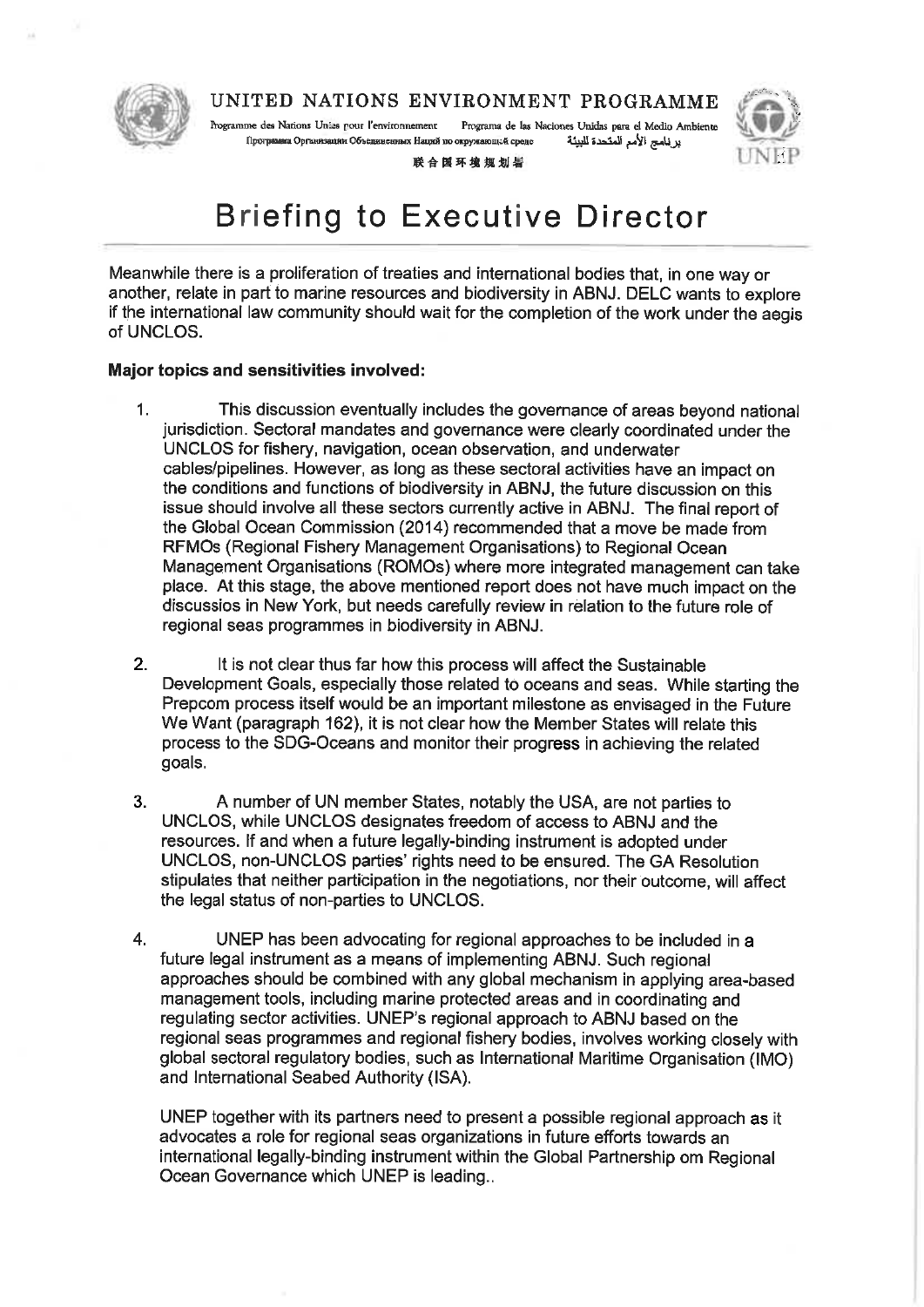# UNITED NATIONS ENVIRONMENT PROGRAMME

Programme des Nations Unies pour l'environnement Programa de las Naciones Unidas para el Medio Ambiente
Программа Организации Объединенных Наций по окружающей среде برنامج الأمم المتحدة للبيئة
联合国环境规划署

# Briefing to Executive Director

Meanwhile there is a proliferation of treaties and international bodies that, in one way or another, relate in part to marine resources and biodiversity in ABNJ. DELC wants to explore if the international law community should wait for the completion of the work under the aegis of UNCLOS.

**Major topics and sensitivities involved:**

1. This discussion eventually includes the governance of areas beyond national jurisdiction. Sectoral mandates and governance were clearly coordinated under the UNCLOS for fishery, navigation, ocean observation, and underwater cables/pipelines. However, as long as these sectoral activities have an impact on the conditions and functions of biodiversity in ABNJ, the future discussion on this issue should involve all these sectors currently active in ABNJ. The final report of the Global Ocean Commission (2014) recommended that a move be made from RFMOs (Regional Fishery Management Organisations) to Regional Ocean Management Organisations (ROMOs) where more integrated management can take place. At this stage, the above mentioned report does not have much impact on the discussios in New York, but needs carefully review in relation to the future role of regional seas programmes in biodiversity in ABNJ.

2. It is not clear thus far how this process will affect the Sustainable Development Goals, especially those related to oceans and seas. While starting the Prepcom process itself would be an important milestone as envisaged in the Future We Want (paragraph 162), it is not clear how the Member States will relate this process to the SDG-Oceans and monitor their progress in achieving the related goals.

3. A number of UN member States, notably the USA, are not parties to UNCLOS, while UNCLOS designates freedom of access to ABNJ and the resources. If and when a future legally-binding instrument is adopted under UNCLOS, non-UNCLOS parties' rights need to be ensured. The GA Resolution stipulates that neither participation in the negotiations, nor their outcome, will affect the legal status of non-parties to UNCLOS.

4. UNEP has been advocating for regional approaches to be included in a future legal instrument as a means of implementing ABNJ. Such regional approaches should be combined with any global mechanism in applying area-based management tools, including marine protected areas and in coordinating and regulating sector activities. UNEP's regional approach to ABNJ based on the regional seas programmes and regional fishery bodies, involves working closely with global sectoral regulatory bodies, such as International Maritime Organisation (IMO) and International Seabed Authority (ISA).

   UNEP together with its partners need to present a possible regional approach as it advocates a role for regional seas organizations in future efforts towards an international legally-binding instrument within the Global Partnership om Regional Ocean Governance which UNEP is leading..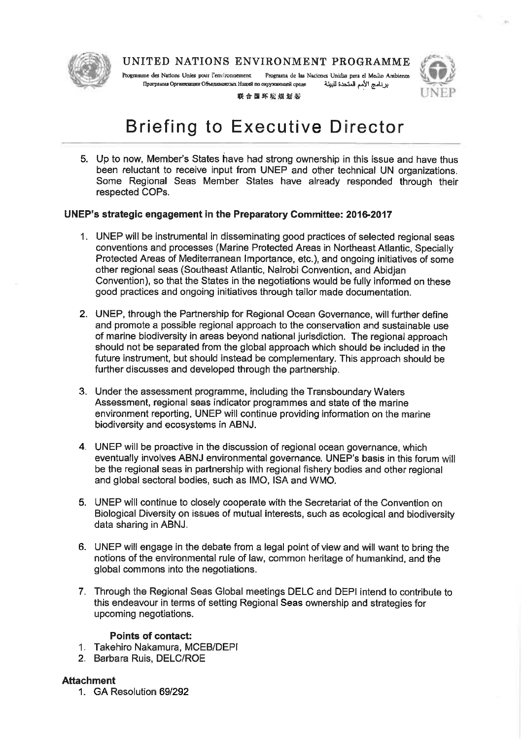# Briefing to Executive Director

5. Up to now, Member's States have had strong ownership in this issue and have thus been reluctant to receive input from UNEP and other technical UN organizations. Some Regional Seas Member States have already responded through their respected COPs.

**UNEP's strategic engagement in the Preparatory Committee: 2016-2017**

1. UNEP will be instrumental in disseminating good practices of selected regional seas conventions and processes (Marine Protected Areas in Northeast Atlantic, Specially Protected Areas of Mediterranean Importance, etc.), and ongoing initiatives of some other regional seas (Southeast Atlantic, Nairobi Convention, and Abidjan Convention), so that the States in the negotiations would be fully informed on these good practices and ongoing initiatives through tailor made documentation.

2. UNEP, through the Partnership for Regional Ocean Governance, will further define and promote a possible regional approach to the conservation and sustainable use of marine biodiversity in areas beyond national jurisdiction. The regional approach should not be separated from the global approach which should be included in the future instrument, but should instead be complementary. This approach should be further discusses and developed through the partnership.

3. Under the assessment programme, including the Transboundary Waters Assessment, regional seas indicator programmes and state of the marine environment reporting, UNEP will continue providing information on the marine biodiversity and ecosystems in ABNJ.

4. UNEP will be proactive in the discussion of regional ocean governance, which eventually involves ABNJ environmental governance. UNEP's basis in this forum will be the regional seas in partnership with regional fishery bodies and other regional and global sectoral bodies, such as IMO, ISA and WMO.

5. UNEP will continue to closely cooperate with the Secretariat of the Convention on Biological Diversity on issues of mutual interests, such as ecological and biodiversity data sharing in ABNJ.

6. UNEP will engage in the debate from a legal point of view and will want to bring the notions of the environmental rule of law, common heritage of humankind, and the global commons into the negotiations.

7. Through the Regional Seas Global meetings DELC and DEPI intend to contribute to this endeavour in terms of setting Regional Seas ownership and strategies for upcoming negotiations.

**Points of contact:**

1. Takehiro Nakamura, MCEB/DEPI
2. Barbara Ruis, DELC/ROE

**Attachment**

1. GA Resolution 69/292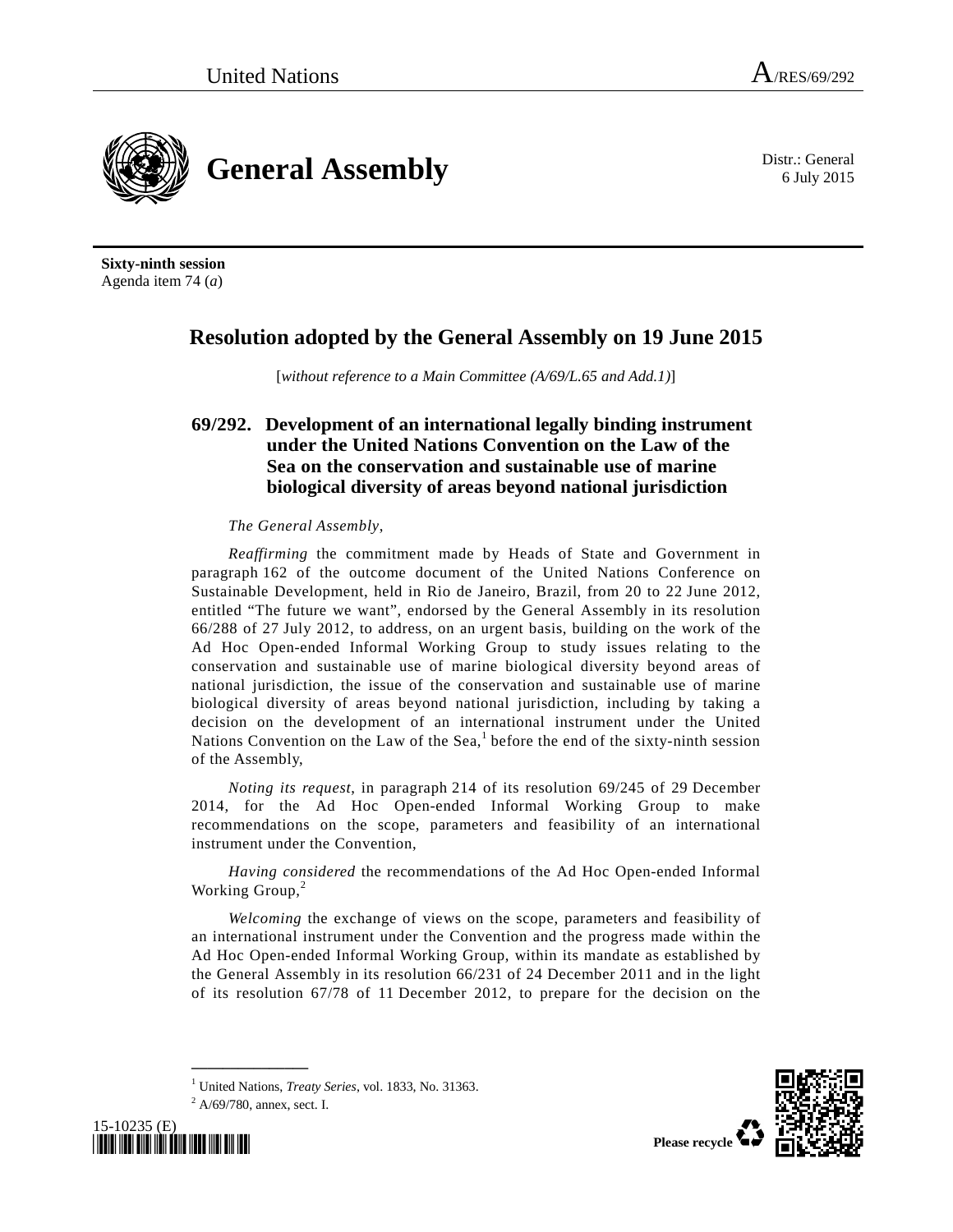United Nations

A/RES/69/292

# General Assembly

Distr.: General
6 July 2015

**Sixty-ninth session**
Agenda item 74 (*a*)

## Resolution adopted by the General Assembly on 19 June 2015

[*without reference to a Main Committee (A/69/L.65 and Add.1)*]

### 69/292. Development of an international legally binding instrument under the United Nations Convention on the Law of the Sea on the conservation and sustainable use of marine biological diversity of areas beyond national jurisdiction

*The General Assembly*,

*Reaffirming* the commitment made by Heads of State and Government in paragraph 162 of the outcome document of the United Nations Conference on Sustainable Development, held in Rio de Janeiro, Brazil, from 20 to 22 June 2012, entitled "The future we want", endorsed by the General Assembly in its resolution 66/288 of 27 July 2012, to address, on an urgent basis, building on the work of the Ad Hoc Open-ended Informal Working Group to study issues relating to the conservation and sustainable use of marine biological diversity beyond areas of national jurisdiction, the issue of the conservation and sustainable use of marine biological diversity of areas beyond national jurisdiction, including by taking a decision on the development of an international instrument under the United Nations Convention on the Law of the Sea,[1] before the end of the sixty-ninth session of the Assembly,

*Noting its request*, in paragraph 214 of its resolution 69/245 of 29 December 2014, for the Ad Hoc Open-ended Informal Working Group to make recommendations on the scope, parameters and feasibility of an international instrument under the Convention,

*Having considered* the recommendations of the Ad Hoc Open-ended Informal Working Group,[2]

*Welcoming* the exchange of views on the scope, parameters and feasibility of an international instrument under the Convention and the progress made within the Ad Hoc Open-ended Informal Working Group, within its mandate as established by the General Assembly in its resolution 66/231 of 24 December 2011 and in the light of its resolution 67/78 of 11 December 2012, to prepare for the decision on the

[1] United Nations, *Treaty Series*, vol. 1833, No. 31363.
[2] A/69/780, annex, sect. I.

15-10235 (E)

Please recycle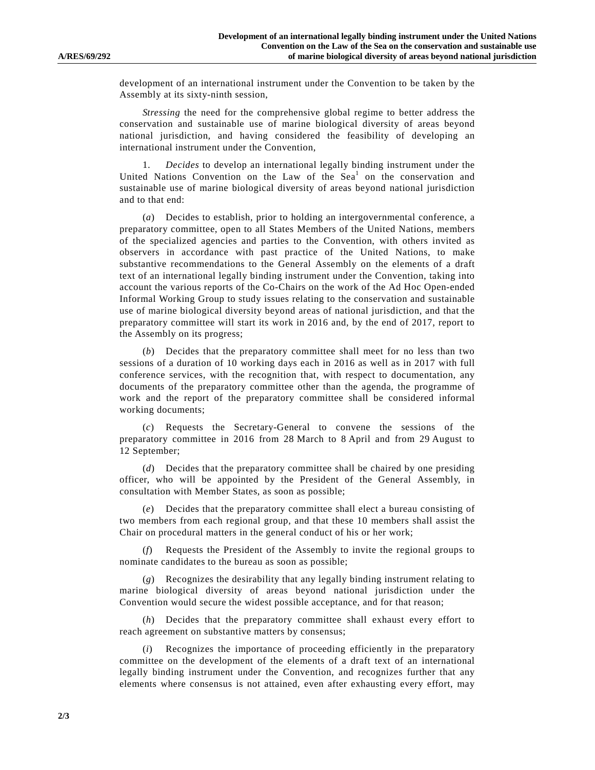development of an international instrument under the Convention to be taken by the Assembly at its sixty-ninth session,

*Stressing* the need for the comprehensive global regime to better address the conservation and sustainable use of marine biological diversity of areas beyond national jurisdiction, and having considered the feasibility of developing an international instrument under the Convention,

1. *Decides* to develop an international legally binding instrument under the United Nations Convention on the Law of the Sea[1] on the conservation and sustainable use of marine biological diversity of areas beyond national jurisdiction and to that end:

(*a*) Decides to establish, prior to holding an intergovernmental conference, a preparatory committee, open to all States Members of the United Nations, members of the specialized agencies and parties to the Convention, with others invited as observers in accordance with past practice of the United Nations, to make substantive recommendations to the General Assembly on the elements of a draft text of an international legally binding instrument under the Convention, taking into account the various reports of the Co-Chairs on the work of the Ad Hoc Open-ended Informal Working Group to study issues relating to the conservation and sustainable use of marine biological diversity beyond areas of national jurisdiction, and that the preparatory committee will start its work in 2016 and, by the end of 2017, report to the Assembly on its progress;

(*b*) Decides that the preparatory committee shall meet for no less than two sessions of a duration of 10 working days each in 2016 as well as in 2017 with full conference services, with the recognition that, with respect to documentation, any documents of the preparatory committee other than the agenda, the programme of work and the report of the preparatory committee shall be considered informal working documents;

(*c*) Requests the Secretary-General to convene the sessions of the preparatory committee in 2016 from 28 March to 8 April and from 29 August to 12 September;

(*d*) Decides that the preparatory committee shall be chaired by one presiding officer, who will be appointed by the President of the General Assembly, in consultation with Member States, as soon as possible;

(*e*) Decides that the preparatory committee shall elect a bureau consisting of two members from each regional group, and that these 10 members shall assist the Chair on procedural matters in the general conduct of his or her work;

(*f*) Requests the President of the Assembly to invite the regional groups to nominate candidates to the bureau as soon as possible;

(*g*) Recognizes the desirability that any legally binding instrument relating to marine biological diversity of areas beyond national jurisdiction under the Convention would secure the widest possible acceptance, and for that reason;

(*h*) Decides that the preparatory committee shall exhaust every effort to reach agreement on substantive matters by consensus;

(*i*) Recognizes the importance of proceeding efficiently in the preparatory committee on the development of the elements of a draft text of an international legally binding instrument under the Convention, and recognizes further that any elements where consensus is not attained, even after exhausting every effort, may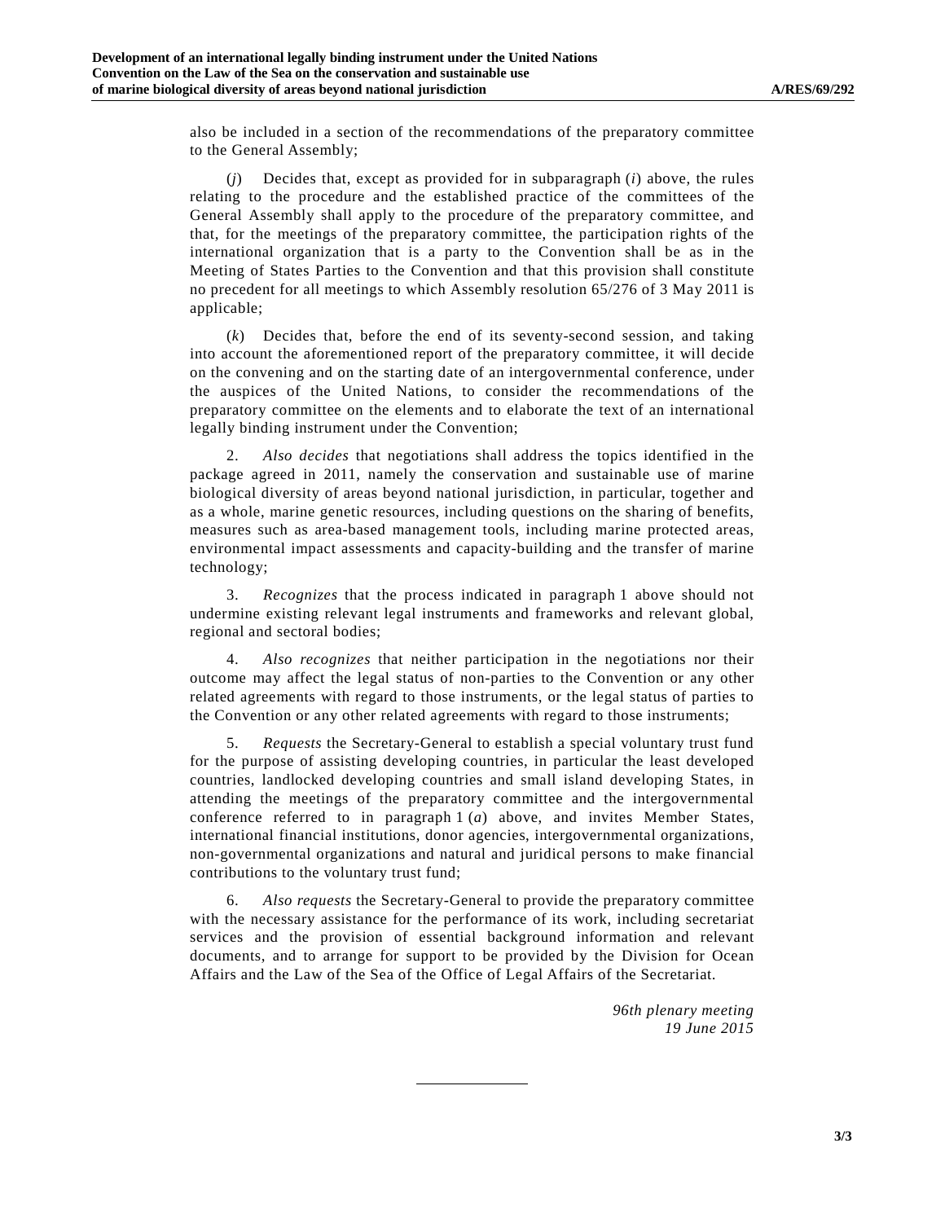also be included in a section of the recommendations of the preparatory committee to the General Assembly;

(*j*) Decides that, except as provided for in subparagraph (*i*) above, the rules relating to the procedure and the established practice of the committees of the General Assembly shall apply to the procedure of the preparatory committee, and that, for the meetings of the preparatory committee, the participation rights of the international organization that is a party to the Convention shall be as in the Meeting of States Parties to the Convention and that this provision shall constitute no precedent for all meetings to which Assembly resolution 65/276 of 3 May 2011 is applicable;

(*k*) Decides that, before the end of its seventy-second session, and taking into account the aforementioned report of the preparatory committee, it will decide on the convening and on the starting date of an intergovernmental conference, under the auspices of the United Nations, to consider the recommendations of the preparatory committee on the elements and to elaborate the text of an international legally binding instrument under the Convention;

2. *Also decides* that negotiations shall address the topics identified in the package agreed in 2011, namely the conservation and sustainable use of marine biological diversity of areas beyond national jurisdiction, in particular, together and as a whole, marine genetic resources, including questions on the sharing of benefits, measures such as area-based management tools, including marine protected areas, environmental impact assessments and capacity-building and the transfer of marine technology;

3. *Recognizes* that the process indicated in paragraph 1 above should not undermine existing relevant legal instruments and frameworks and relevant global, regional and sectoral bodies;

4. *Also recognizes* that neither participation in the negotiations nor their outcome may affect the legal status of non-parties to the Convention or any other related agreements with regard to those instruments, or the legal status of parties to the Convention or any other related agreements with regard to those instruments;

5. *Requests* the Secretary-General to establish a special voluntary trust fund for the purpose of assisting developing countries, in particular the least developed countries, landlocked developing countries and small island developing States, in attending the meetings of the preparatory committee and the intergovernmental conference referred to in paragraph 1 (*a*) above, and invites Member States, international financial institutions, donor agencies, intergovernmental organizations, non-governmental organizations and natural and juridical persons to make financial contributions to the voluntary trust fund;

6. *Also requests* the Secretary-General to provide the preparatory committee with the necessary assistance for the performance of its work, including secretariat services and the provision of essential background information and relevant documents, and to arrange for support to be provided by the Division for Ocean Affairs and the Law of the Sea of the Office of Legal Affairs of the Secretariat.

*96th plenary meeting*
*19 June 2015*